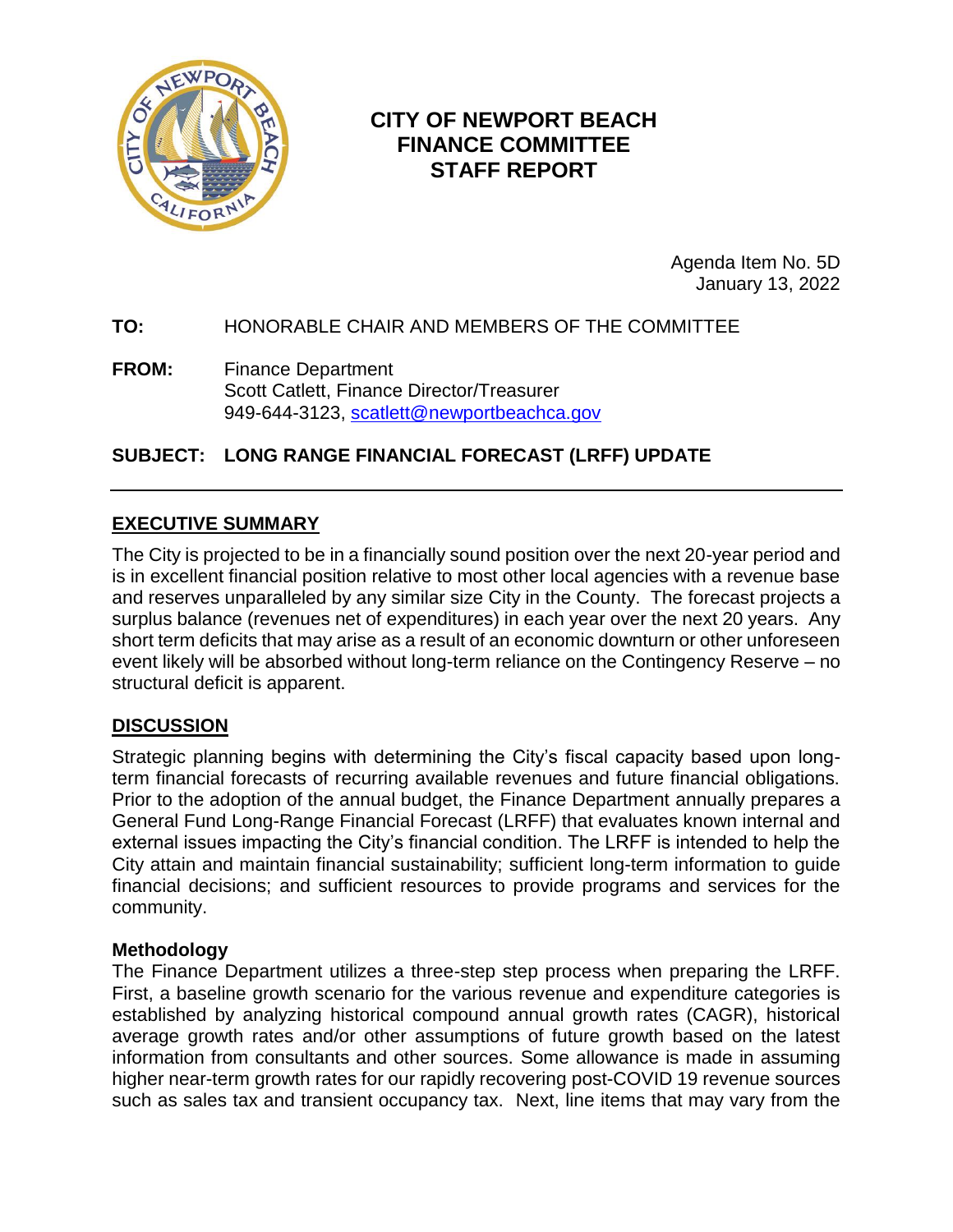# CITY OF NEWPORT BEACH FINANCE COMMITTEE STAFF REPORT

Agenda Item No. 5D
January 13, 2022

**TO:** HONORABLE CHAIR AND MEMBERS OF THE COMMITTEE

**FROM:** Finance Department
Scott Catlett, Finance Director/Treasurer
949-644-3123, scatlett@newportbeachca.gov

**SUBJECT: LONG RANGE FINANCIAL FORECAST (LRFF) UPDATE**

---

## EXECUTIVE SUMMARY

The City is projected to be in a financially sound position over the next 20-year period and is in excellent financial position relative to most other local agencies with a revenue base and reserves unparalleled by any similar size City in the County. The forecast projects a surplus balance (revenues net of expenditures) in each year over the next 20 years. Any short term deficits that may arise as a result of an economic downturn or other unforeseen event likely will be absorbed without long-term reliance on the Contingency Reserve – no structural deficit is apparent.

## DISCUSSION

Strategic planning begins with determining the City's fiscal capacity based upon long-term financial forecasts of recurring available revenues and future financial obligations. Prior to the adoption of the annual budget, the Finance Department annually prepares a General Fund Long-Range Financial Forecast (LRFF) that evaluates known internal and external issues impacting the City's financial condition. The LRFF is intended to help the City attain and maintain financial sustainability; sufficient long-term information to guide financial decisions; and sufficient resources to provide programs and services for the community.

### Methodology

The Finance Department utilizes a three-step step process when preparing the LRFF. First, a baseline growth scenario for the various revenue and expenditure categories is established by analyzing historical compound annual growth rates (CAGR), historical average growth rates and/or other assumptions of future growth based on the latest information from consultants and other sources. Some allowance is made in assuming higher near-term growth rates for our rapidly recovering post-COVID 19 revenue sources such as sales tax and transient occupancy tax. Next, line items that may vary from the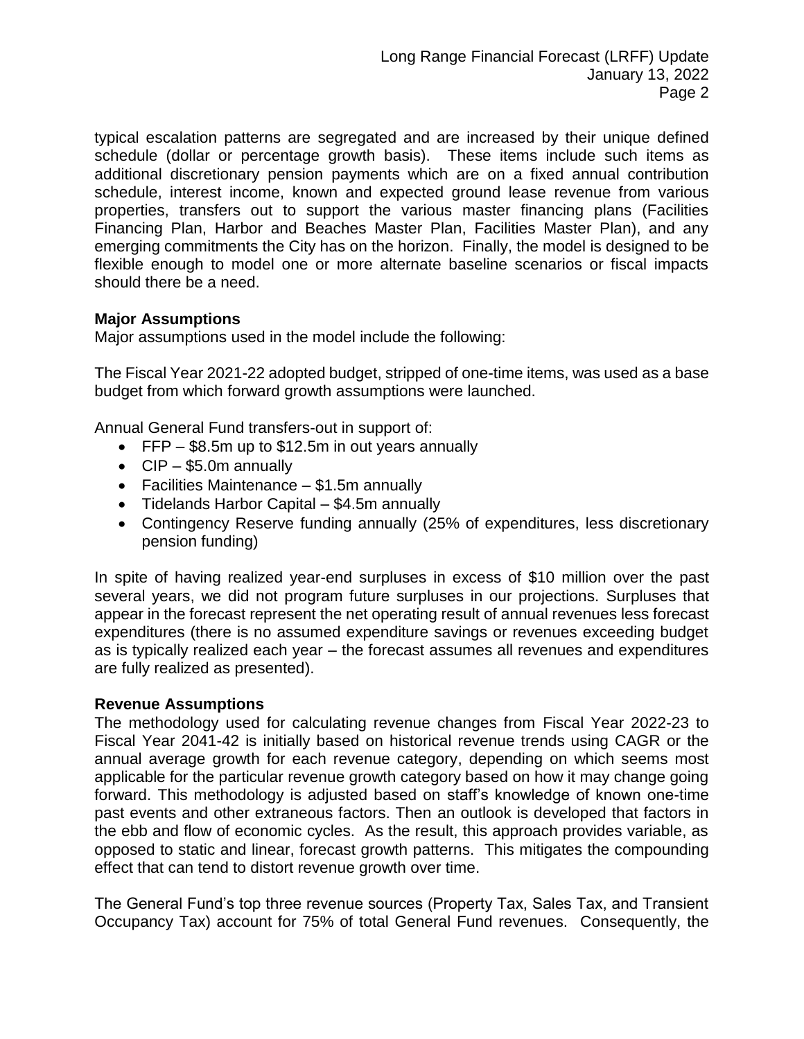typical escalation patterns are segregated and are increased by their unique defined schedule (dollar or percentage growth basis). These items include such items as additional discretionary pension payments which are on a fixed annual contribution schedule, interest income, known and expected ground lease revenue from various properties, transfers out to support the various master financing plans (Facilities Financing Plan, Harbor and Beaches Master Plan, Facilities Master Plan), and any emerging commitments the City has on the horizon. Finally, the model is designed to be flexible enough to model one or more alternate baseline scenarios or fiscal impacts should there be a need.

**Major Assumptions**

Major assumptions used in the model include the following:

The Fiscal Year 2021-22 adopted budget, stripped of one-time items, was used as a base budget from which forward growth assumptions were launched.

Annual General Fund transfers-out in support of:

- FFP – $8.5m up to $12.5m in out years annually
- CIP – $5.0m annually
- Facilities Maintenance – $1.5m annually
- Tidelands Harbor Capital – $4.5m annually
- Contingency Reserve funding annually (25% of expenditures, less discretionary pension funding)

In spite of having realized year-end surpluses in excess of $10 million over the past several years, we did not program future surpluses in our projections. Surpluses that appear in the forecast represent the net operating result of annual revenues less forecast expenditures (there is no assumed expenditure savings or revenues exceeding budget as is typically realized each year – the forecast assumes all revenues and expenditures are fully realized as presented).

**Revenue Assumptions**

The methodology used for calculating revenue changes from Fiscal Year 2022-23 to Fiscal Year 2041-42 is initially based on historical revenue trends using CAGR or the annual average growth for each revenue category, depending on which seems most applicable for the particular revenue growth category based on how it may change going forward. This methodology is adjusted based on staff's knowledge of known one-time past events and other extraneous factors. Then an outlook is developed that factors in the ebb and flow of economic cycles. As the result, this approach provides variable, as opposed to static and linear, forecast growth patterns. This mitigates the compounding effect that can tend to distort revenue growth over time.

The General Fund's top three revenue sources (Property Tax, Sales Tax, and Transient Occupancy Tax) account for 75% of total General Fund revenues. Consequently, the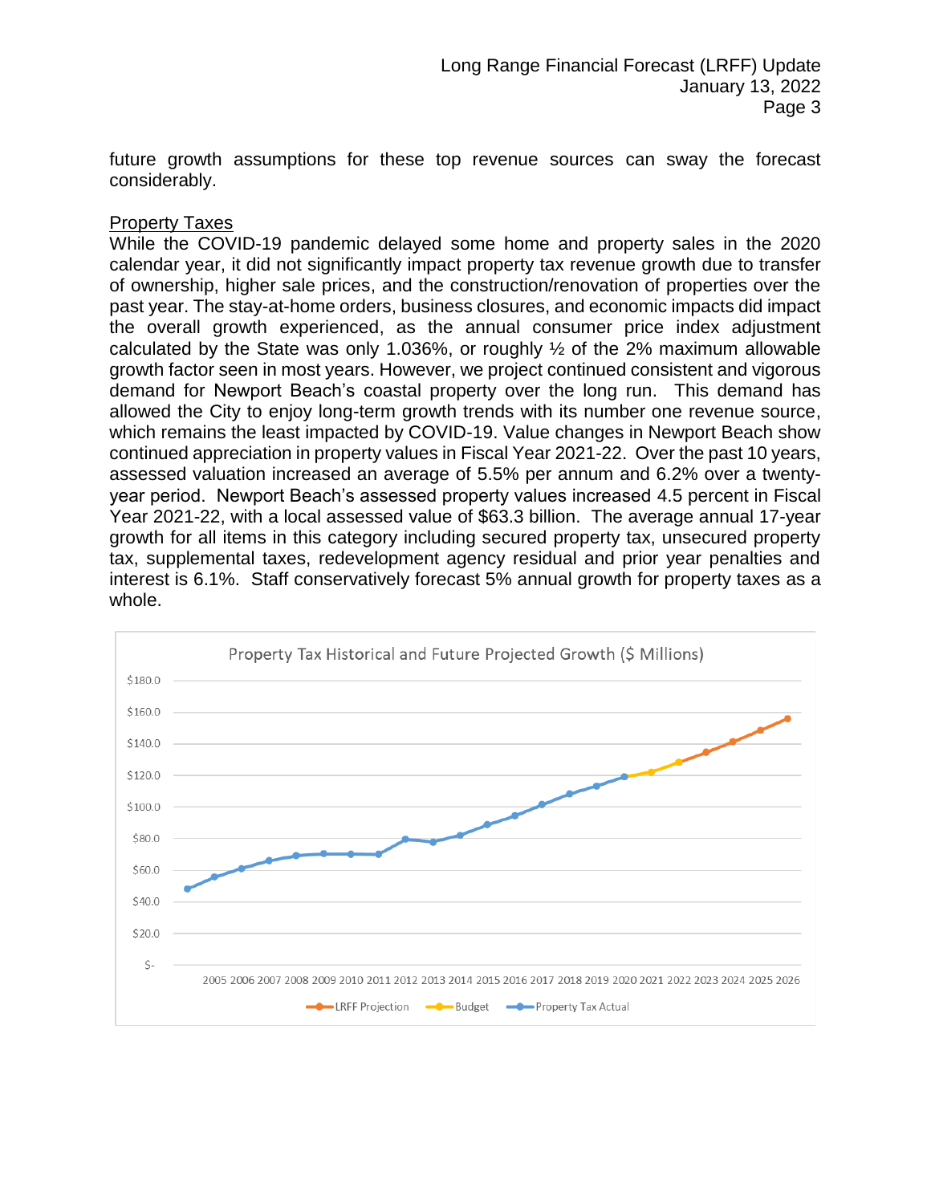future growth assumptions for these top revenue sources can sway the forecast considerably.

Property Taxes

While the COVID-19 pandemic delayed some home and property sales in the 2020 calendar year, it did not significantly impact property tax revenue growth due to transfer of ownership, higher sale prices, and the construction/renovation of properties over the past year. The stay-at-home orders, business closures, and economic impacts did impact the overall growth experienced, as the annual consumer price index adjustment calculated by the State was only 1.036%, or roughly ½ of the 2% maximum allowable growth factor seen in most years. However, we project continued consistent and vigorous demand for Newport Beach's coastal property over the long run. This demand has allowed the City to enjoy long-term growth trends with its number one revenue source, which remains the least impacted by COVID-19. Value changes in Newport Beach show continued appreciation in property values in Fiscal Year 2021-22. Over the past 10 years, assessed valuation increased an average of 5.5% per annum and 6.2% over a twenty-year period. Newport Beach's assessed property values increased 4.5 percent in Fiscal Year 2021-22, with a local assessed value of $63.3 billion. The average annual 17-year growth for all items in this category including secured property tax, unsecured property tax, supplemental taxes, redevelopment agency residual and prior year penalties and interest is 6.1%. Staff conservatively forecast 5% annual growth for property taxes as a whole.

Property Tax Historical and Future Projected Growth ($ Millions)

Legend: LRFF Projection, Budget, Property Tax Actual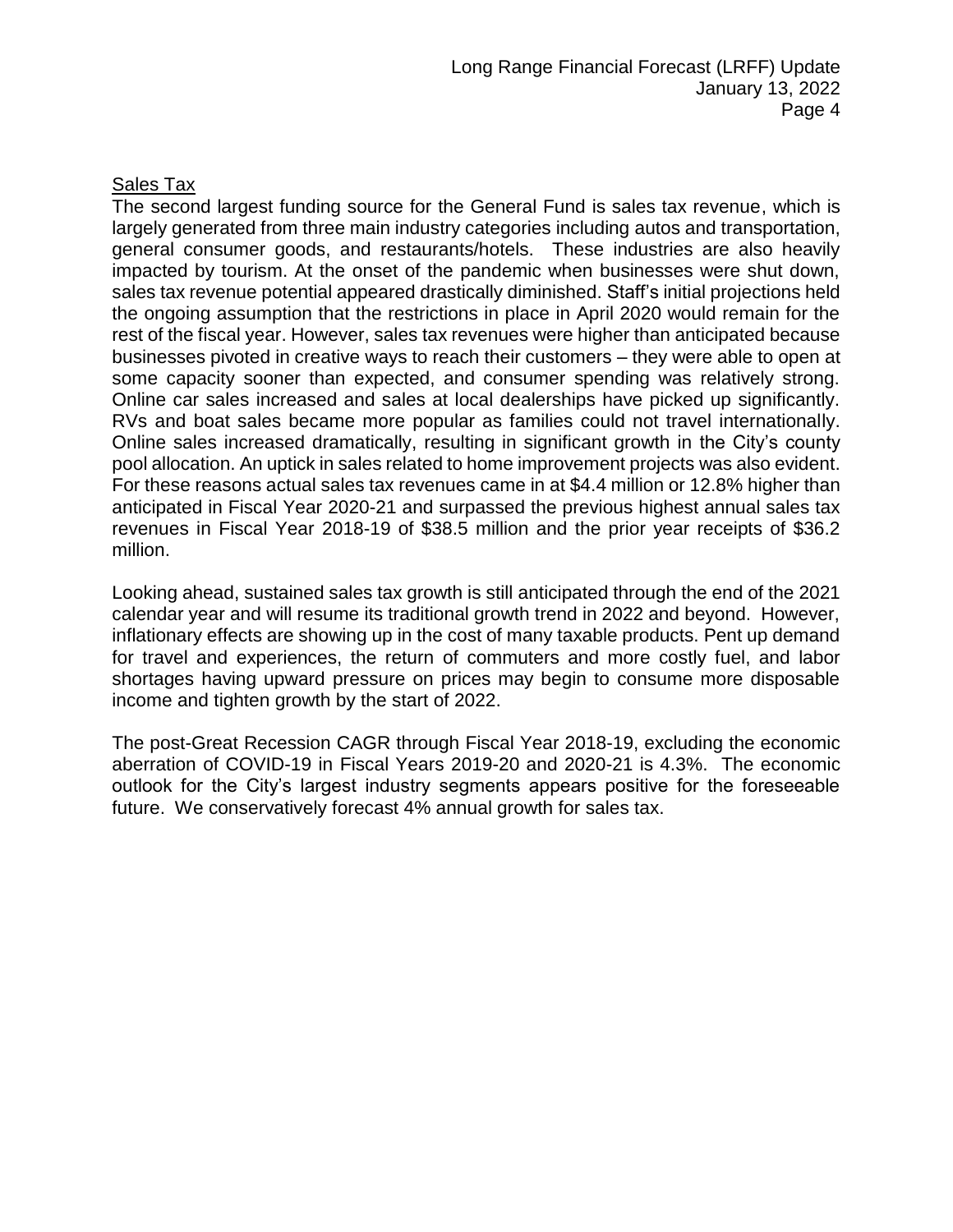## Sales Tax

The second largest funding source for the General Fund is sales tax revenue, which is largely generated from three main industry categories including autos and transportation, general consumer goods, and restaurants/hotels. These industries are also heavily impacted by tourism. At the onset of the pandemic when businesses were shut down, sales tax revenue potential appeared drastically diminished. Staff's initial projections held the ongoing assumption that the restrictions in place in April 2020 would remain for the rest of the fiscal year. However, sales tax revenues were higher than anticipated because businesses pivoted in creative ways to reach their customers – they were able to open at some capacity sooner than expected, and consumer spending was relatively strong. Online car sales increased and sales at local dealerships have picked up significantly. RVs and boat sales became more popular as families could not travel internationally. Online sales increased dramatically, resulting in significant growth in the City's county pool allocation. An uptick in sales related to home improvement projects was also evident. For these reasons actual sales tax revenues came in at $4.4 million or 12.8% higher than anticipated in Fiscal Year 2020-21 and surpassed the previous highest annual sales tax revenues in Fiscal Year 2018-19 of $38.5 million and the prior year receipts of $36.2 million.

Looking ahead, sustained sales tax growth is still anticipated through the end of the 2021 calendar year and will resume its traditional growth trend in 2022 and beyond. However, inflationary effects are showing up in the cost of many taxable products. Pent up demand for travel and experiences, the return of commuters and more costly fuel, and labor shortages having upward pressure on prices may begin to consume more disposable income and tighten growth by the start of 2022.

The post-Great Recession CAGR through Fiscal Year 2018-19, excluding the economic aberration of COVID-19 in Fiscal Years 2019-20 and 2020-21 is 4.3%. The economic outlook for the City's largest industry segments appears positive for the foreseeable future. We conservatively forecast 4% annual growth for sales tax.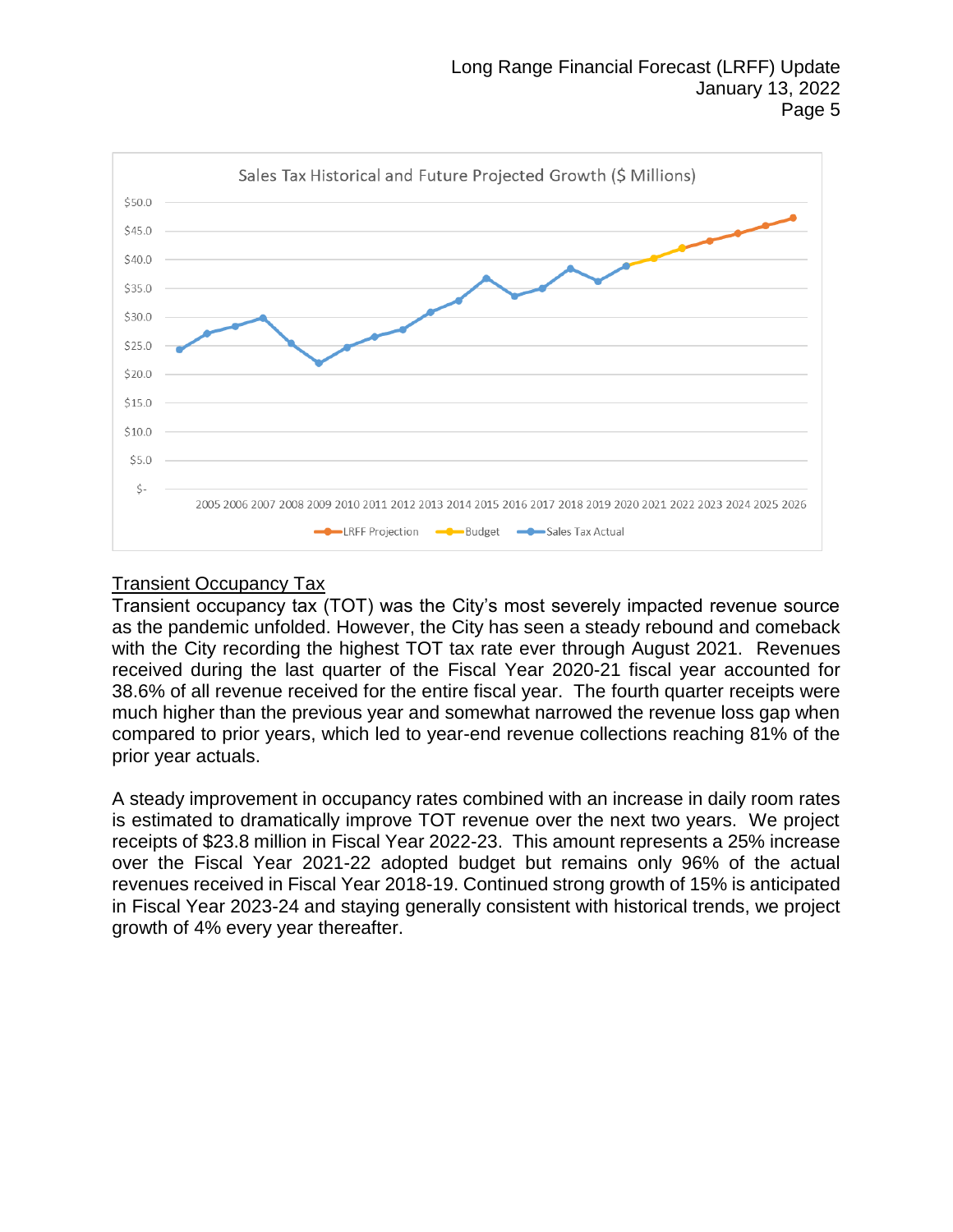Sales Tax Historical and Future Projected Growth ($ Millions)

## Transient Occupancy Tax

Transient occupancy tax (TOT) was the City's most severely impacted revenue source as the pandemic unfolded. However, the City has seen a steady rebound and comeback with the City recording the highest TOT tax rate ever through August 2021. Revenues received during the last quarter of the Fiscal Year 2020-21 fiscal year accounted for 38.6% of all revenue received for the entire fiscal year. The fourth quarter receipts were much higher than the previous year and somewhat narrowed the revenue loss gap when compared to prior years, which led to year-end revenue collections reaching 81% of the prior year actuals.

A steady improvement in occupancy rates combined with an increase in daily room rates is estimated to dramatically improve TOT revenue over the next two years. We project receipts of $23.8 million in Fiscal Year 2022-23. This amount represents a 25% increase over the Fiscal Year 2021-22 adopted budget but remains only 96% of the actual revenues received in Fiscal Year 2018-19. Continued strong growth of 15% is anticipated in Fiscal Year 2023-24 and staying generally consistent with historical trends, we project growth of 4% every year thereafter.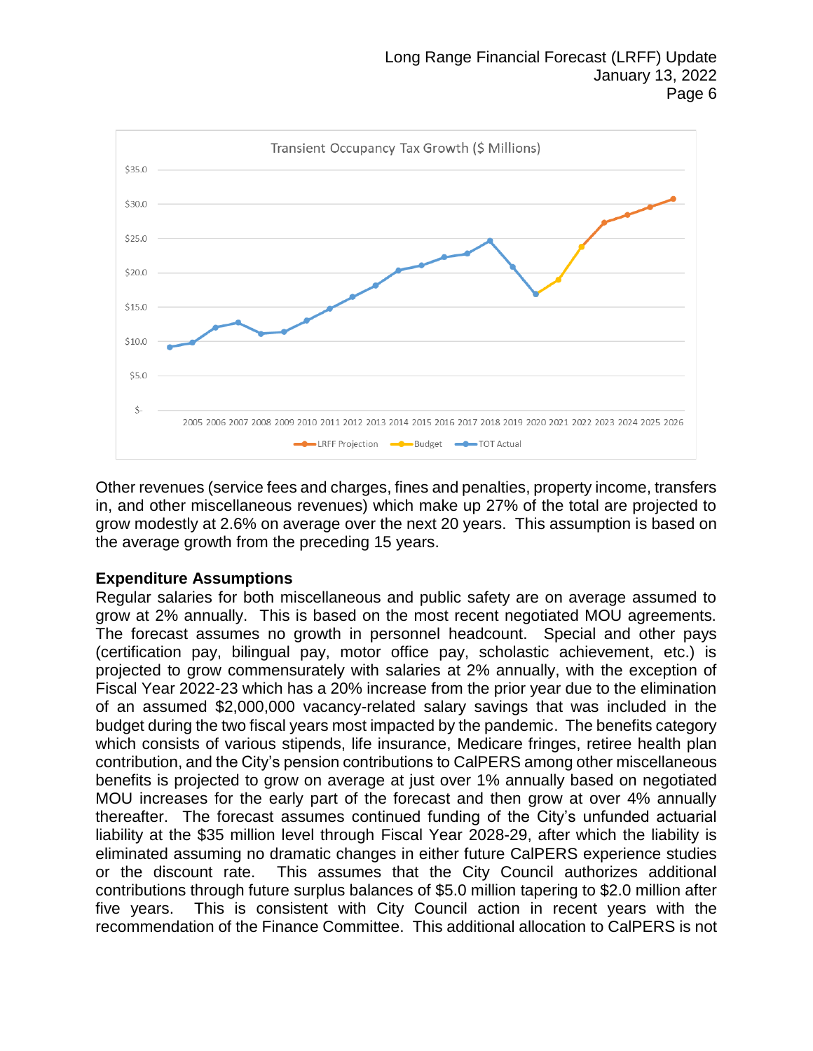Transient Occupancy Tax Growth ($ Millions)

Other revenues (service fees and charges, fines and penalties, property income, transfers in, and other miscellaneous revenues) which make up 27% of the total are projected to grow modestly at 2.6% on average over the next 20 years. This assumption is based on the average growth from the preceding 15 years.

**Expenditure Assumptions**

Regular salaries for both miscellaneous and public safety are on average assumed to grow at 2% annually. This is based on the most recent negotiated MOU agreements. The forecast assumes no growth in personnel headcount. Special and other pays (certification pay, bilingual pay, motor office pay, scholastic achievement, etc.) is projected to grow commensurately with salaries at 2% annually, with the exception of Fiscal Year 2022-23 which has a 20% increase from the prior year due to the elimination of an assumed $2,000,000 vacancy-related salary savings that was included in the budget during the two fiscal years most impacted by the pandemic. The benefits category which consists of various stipends, life insurance, Medicare fringes, retiree health plan contribution, and the City's pension contributions to CalPERS among other miscellaneous benefits is projected to grow on average at just over 1% annually based on negotiated MOU increases for the early part of the forecast and then grow at over 4% annually thereafter. The forecast assumes continued funding of the City's unfunded actuarial liability at the $35 million level through Fiscal Year 2028-29, after which the liability is eliminated assuming no dramatic changes in either future CalPERS experience studies or the discount rate. This assumes that the City Council authorizes additional contributions through future surplus balances of $5.0 million tapering to $2.0 million after five years. This is consistent with City Council action in recent years with the recommendation of the Finance Committee. This additional allocation to CalPERS is not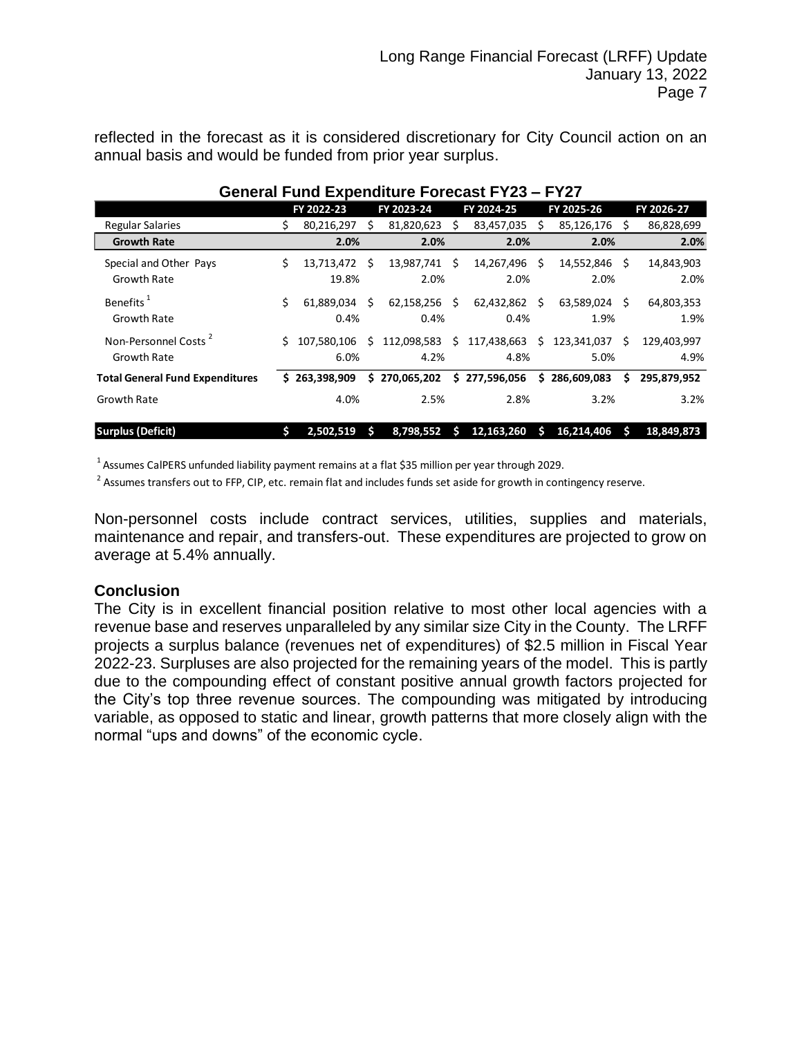reflected in the forecast as it is considered discretionary for City Council action on an annual basis and would be funded from prior year surplus.

**General Fund Expenditure Forecast FY23 – FY27**

| | FY 2022-23 | FY 2023-24 | FY 2024-25 | FY 2025-26 | FY 2026-27 |
|---|---|---|---|---|---|
| Regular Salaries | $ 80,216,297 | $ 81,820,623 | $ 83,457,035 | $ 85,126,176 | $ 86,828,699 |
| **Growth Rate** | **2.0%** | **2.0%** | **2.0%** | **2.0%** | **2.0%** |
| Special and Other Pays | $ 13,713,472 | $ 13,987,741 | $ 14,267,496 | $ 14,552,846 | $ 14,843,903 |
| Growth Rate | 19.8% | 2.0% | 2.0% | 2.0% | 2.0% |
| Benefits [1] | $ 61,889,034 | $ 62,158,256 | $ 62,432,862 | $ 63,589,024 | $ 64,803,353 |
| Growth Rate | 0.4% | 0.4% | 0.4% | 1.9% | 1.9% |
| Non-Personnel Costs [2] | $ 107,580,106 | $ 112,098,583 | $ 117,438,663 | $ 123,341,037 | $ 129,403,997 |
| Growth Rate | 6.0% | 4.2% | 4.8% | 5.0% | 4.9% |
| **Total General Fund Expenditures** | **$ 263,398,909** | **$ 270,065,202** | **$ 277,596,056** | **$ 286,609,083** | **$ 295,879,952** |
| Growth Rate | 4.0% | 2.5% | 2.8% | 3.2% | 3.2% |
| **Surplus (Deficit)** | **$ 2,502,519** | **$ 8,798,552** | **$ 12,163,260** | **$ 16,214,406** | **$ 18,849,873** |

[1] Assumes CalPERS unfunded liability payment remains at a flat $35 million per year through 2029.

[2] Assumes transfers out to FFP, CIP, etc. remain flat and includes funds set aside for growth in contingency reserve.

Non-personnel costs include contract services, utilities, supplies and materials, maintenance and repair, and transfers-out. These expenditures are projected to grow on average at 5.4% annually.

### Conclusion

The City is in excellent financial position relative to most other local agencies with a revenue base and reserves unparalleled by any similar size City in the County. The LRFF projects a surplus balance (revenues net of expenditures) of $2.5 million in Fiscal Year 2022-23. Surpluses are also projected for the remaining years of the model. This is partly due to the compounding effect of constant positive annual growth factors projected for the City's top three revenue sources. The compounding was mitigated by introducing variable, as opposed to static and linear, growth patterns that more closely align with the normal "ups and downs" of the economic cycle.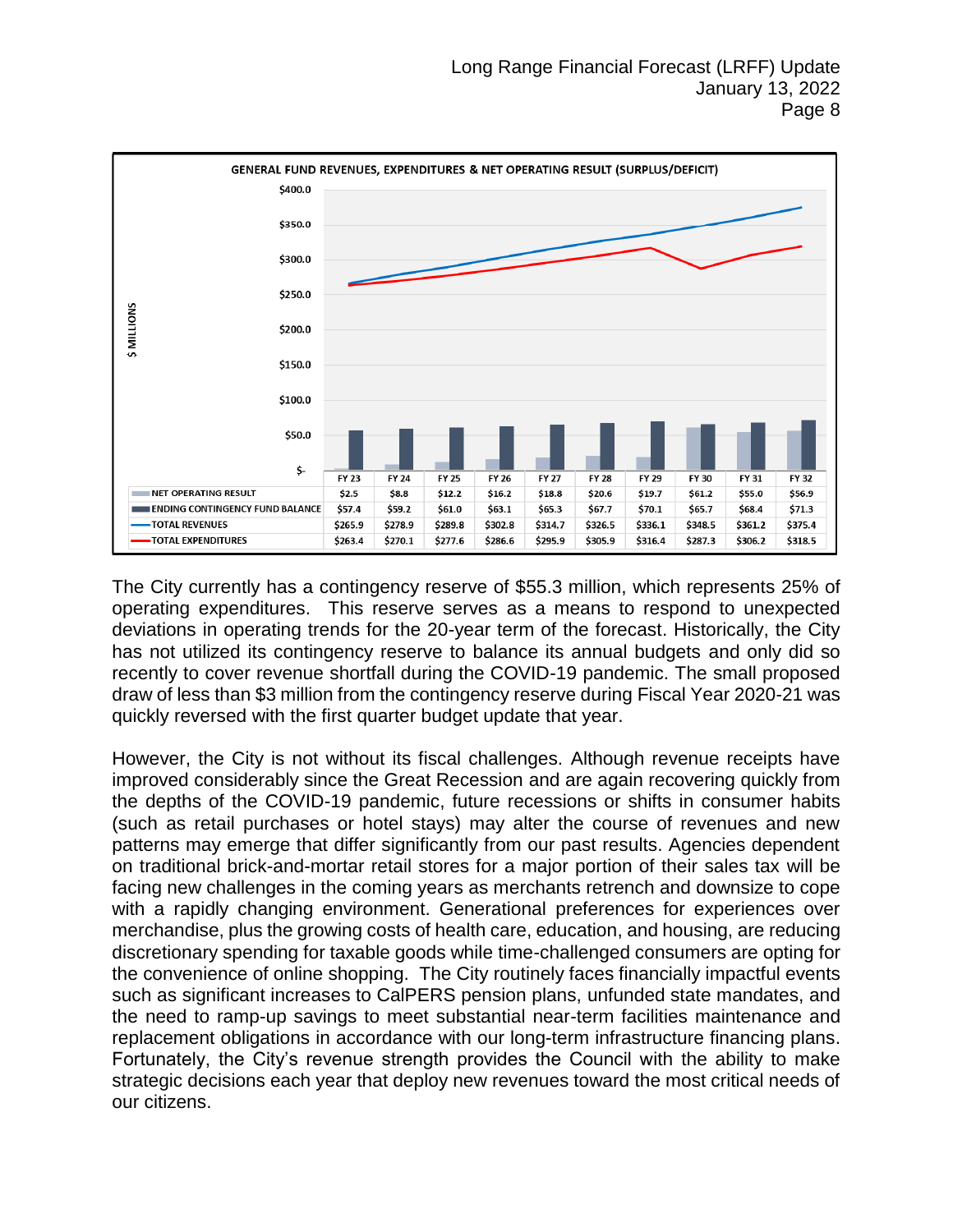**GENERAL FUND REVENUES, EXPENDITURES & NET OPERATING RESULT (SURPLUS/DEFICIT)**

| | FY 23 | FY 24 | FY 25 | FY 26 | FY 27 | FY 28 | FY 29 | FY 30 | FY 31 | FY 32 |
|---|---|---|---|---|---|---|---|---|---|---|
| NET OPERATING RESULT | $2.5 | $8.8 | $12.2 | $16.2 | $18.8 | $20.6 | $19.7 | $61.2 | $55.0 | $56.9 |
| ENDING CONTINGENCY FUND BALANCE | $57.4 | $59.2 | $61.0 | $63.1 | $65.3 | $67.7 | $70.1 | $65.7 | $68.4 | $71.3 |
| TOTAL REVENUES | $265.9 | $278.9 | $289.8 | $302.8 | $314.7 | $326.5 | $336.1 | $348.5 | $361.2 | $375.4 |
| TOTAL EXPENDITURES | $263.4 | $270.1 | $277.6 | $286.6 | $295.9 | $305.9 | $316.4 | $287.3 | $306.2 | $318.5 |

The City currently has a contingency reserve of $55.3 million, which represents 25% of operating expenditures. This reserve serves as a means to respond to unexpected deviations in operating trends for the 20-year term of the forecast. Historically, the City has not utilized its contingency reserve to balance its annual budgets and only did so recently to cover revenue shortfall during the COVID-19 pandemic. The small proposed draw of less than $3 million from the contingency reserve during Fiscal Year 2020-21 was quickly reversed with the first quarter budget update that year.

However, the City is not without its fiscal challenges. Although revenue receipts have improved considerably since the Great Recession and are again recovering quickly from the depths of the COVID-19 pandemic, future recessions or shifts in consumer habits (such as retail purchases or hotel stays) may alter the course of revenues and new patterns may emerge that differ significantly from our past results. Agencies dependent on traditional brick-and-mortar retail stores for a major portion of their sales tax will be facing new challenges in the coming years as merchants retrench and downsize to cope with a rapidly changing environment. Generational preferences for experiences over merchandise, plus the growing costs of health care, education, and housing, are reducing discretionary spending for taxable goods while time-challenged consumers are opting for the convenience of online shopping. The City routinely faces financially impactful events such as significant increases to CalPERS pension plans, unfunded state mandates, and the need to ramp-up savings to meet substantial near-term facilities maintenance and replacement obligations in accordance with our long-term infrastructure financing plans. Fortunately, the City's revenue strength provides the Council with the ability to make strategic decisions each year that deploy new revenues toward the most critical needs of our citizens.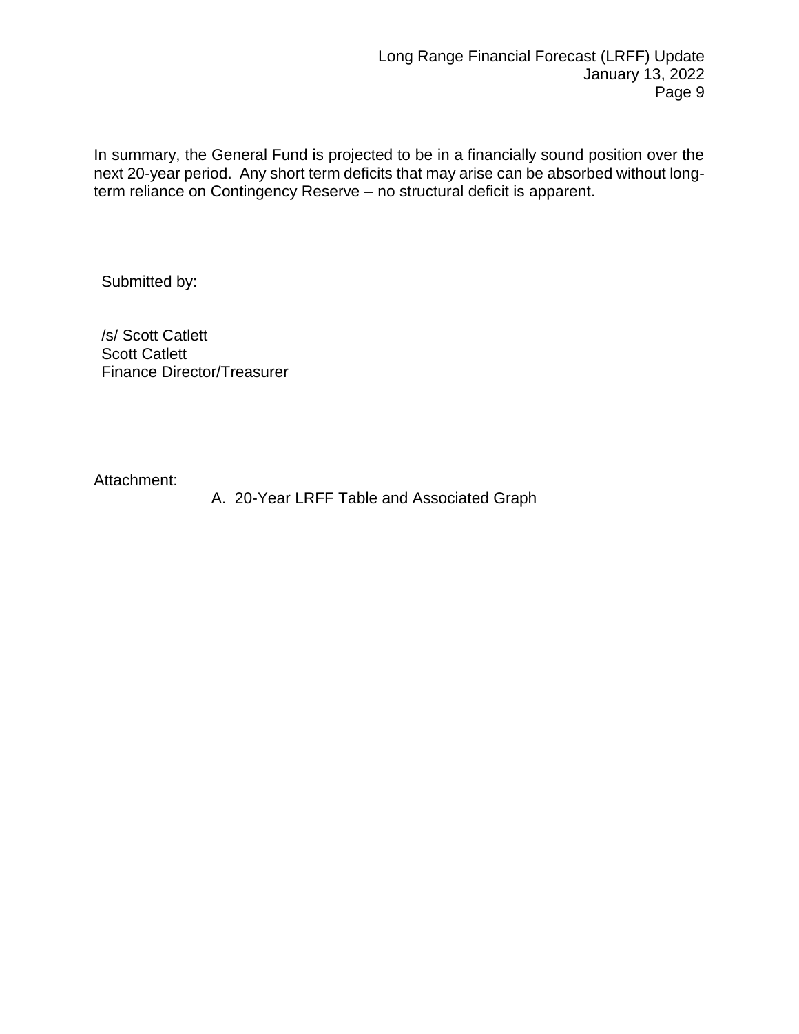In summary, the General Fund is projected to be in a financially sound position over the next 20-year period. Any short term deficits that may arise can be absorbed without long-term reliance on Contingency Reserve – no structural deficit is apparent.

Submitted by:

/s/ Scott Catlett
Scott Catlett
Finance Director/Treasurer

Attachment:

A. 20-Year LRFF Table and Associated Graph